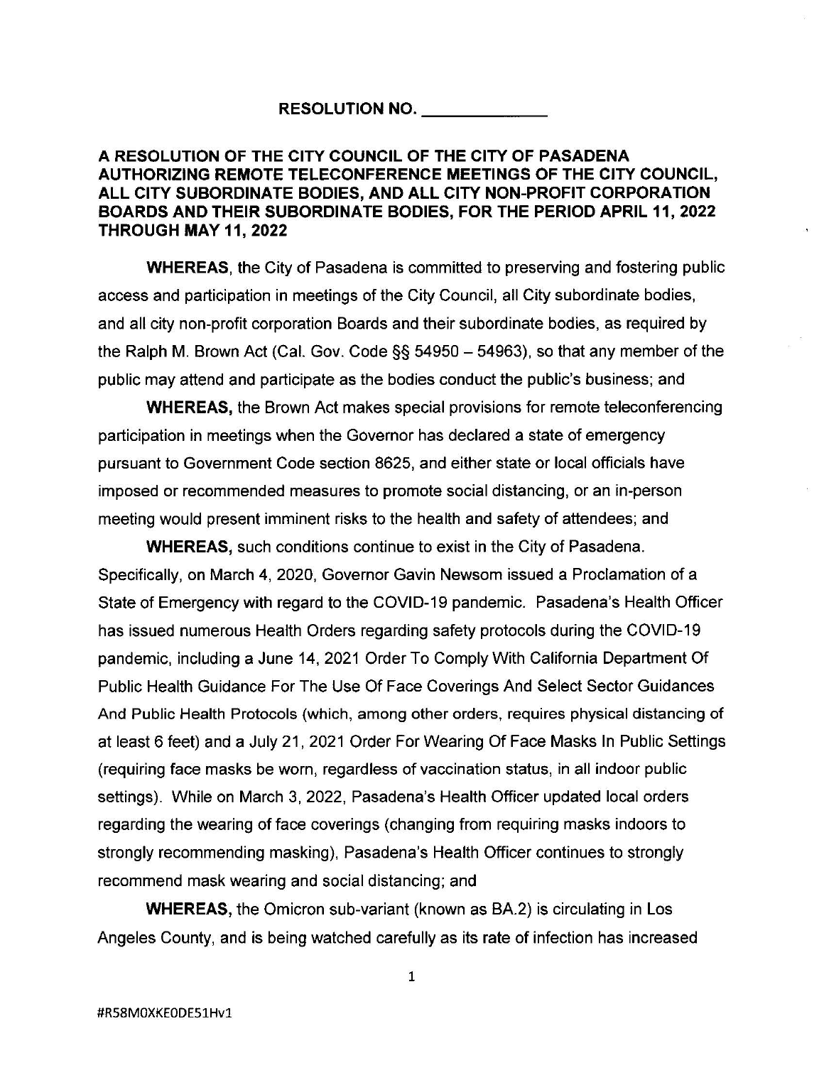**RESOLUTION NO. \_\_\_\_\_\_\_\_\_\_\_\_\_**

**A RESOLUTION OF THE CITY COUNCIL OF THE CITY OF PASADENA AUTHORIZING REMOTE TELECONFERENCE MEETINGS OF THE CITY COUNCIL, ALL CITY SUBORDINATE BODIES, AND ALL CITY NON-PROFIT CORPORATION BOARDS AND THEIR SUBORDINATE BODIES, FOR THE PERIOD APRIL 11, 2022 THROUGH MAY 11, 2022**

**WHEREAS**, the City of Pasadena is committed to preserving and fostering public access and participation in meetings of the City Council, all City subordinate bodies, and all city non-profit corporation Boards and their subordinate bodies, as required by the Ralph M. Brown Act (Cal. Gov. Code §§ 54950 – 54963), so that any member of the public may attend and participate as the bodies conduct the public's business; and

**WHEREAS,** the Brown Act makes special provisions for remote teleconferencing participation in meetings when the Governor has declared a state of emergency pursuant to Government Code section 8625, and either state or local officials have imposed or recommended measures to promote social distancing, or an in-person meeting would present imminent risks to the health and safety of attendees; and

**WHEREAS,** such conditions continue to exist in the City of Pasadena. Specifically, on March 4, 2020, Governor Gavin Newsom issued a Proclamation of a State of Emergency with regard to the COVID-19 pandemic. Pasadena's Health Officer has issued numerous Health Orders regarding safety protocols during the COVID-19 pandemic, including a June 14, 2021 Order To Comply With California Department Of Public Health Guidance For The Use Of Face Coverings And Select Sector Guidances And Public Health Protocols (which, among other orders, requires physical distancing of at least 6 feet) and a July 21, 2021 Order For Wearing Of Face Masks In Public Settings (requiring face masks be worn, regardless of vaccination status, in all indoor public settings). While on March 3, 2022, Pasadena's Health Officer updated local orders regarding the wearing of face coverings (changing from requiring masks indoors to strongly recommending masking), Pasadena's Health Officer continues to strongly recommend mask wearing and social distancing; and

**WHEREAS,** the Omicron sub-variant (known as BA.2) is circulating in Los Angeles County, and is being watched carefully as its rate of infection has increased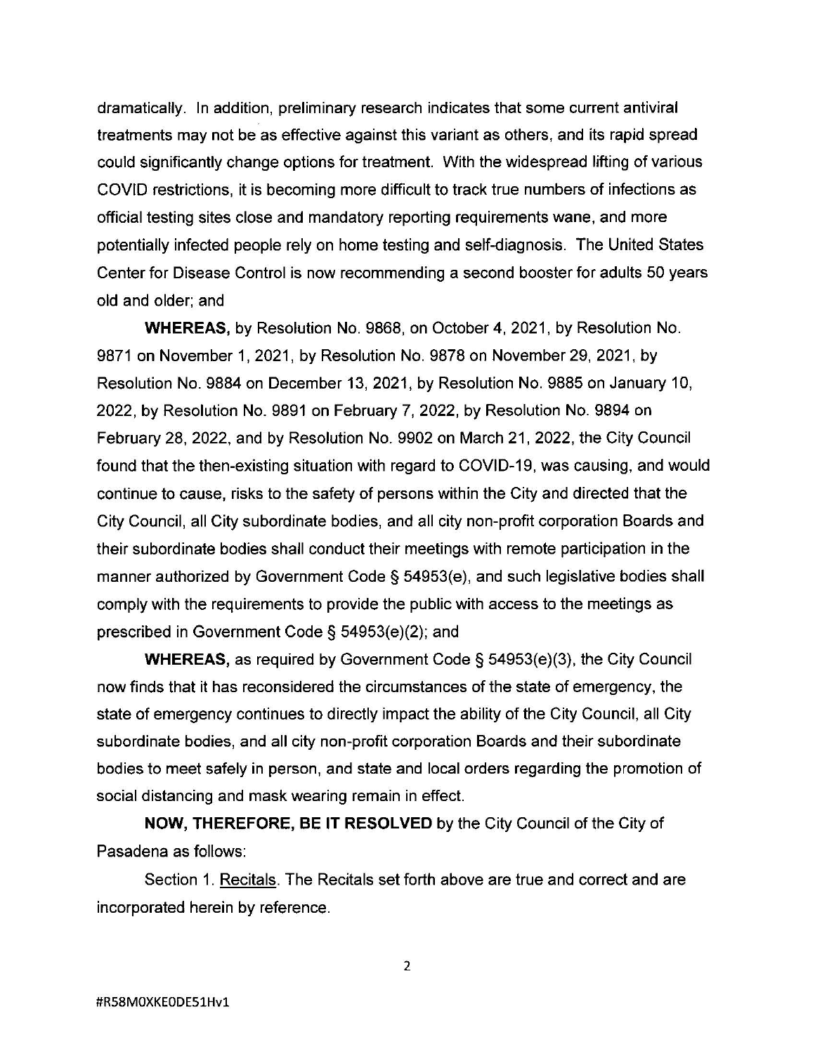dramatically. In addition, preliminary research indicates that some current antiviral treatments may not be as effective against this variant as others, and its rapid spread could significantly change options for treatment. With the widespread lifting of various COVID restrictions, it is becoming more difficult to track true numbers of infections as official testing sites close and mandatory reporting requirements wane, and more potentially infected people rely on home testing and self-diagnosis. The United States Center for Disease Control is now recommending a second booster for adults 50 years old and older; and

**WHEREAS,** by Resolution No. 9868, on October 4, 2021, by Resolution No. 9871 on November 1, 2021, by Resolution No. 9878 on November 29, 2021, by Resolution No. 9884 on December 13, 2021, by Resolution No. 9885 on January 10, 2022, by Resolution No. 9891 on February 7, 2022, by Resolution No. 9894 on February 28, 2022, and by Resolution No. 9902 on March 21, 2022, the City Council found that the then-existing situation with regard to COVID-19, was causing, and would continue to cause, risks to the safety of persons within the City and directed that the City Council, all City subordinate bodies, and all city non-profit corporation Boards and their subordinate bodies shall conduct their meetings with remote participation in the manner authorized by Government Code § 54953(e), and such legislative bodies shall comply with the requirements to provide the public with access to the meetings as prescribed in Government Code § 54953(e)(2); and

**WHEREAS,** as required by Government Code § 54953(e)(3), the City Council now finds that it has reconsidered the circumstances of the state of emergency, the state of emergency continues to directly impact the ability of the City Council, all City subordinate bodies, and all city non-profit corporation Boards and their subordinate bodies to meet safely in person, and state and local orders regarding the promotion of social distancing and mask wearing remain in effect.

**NOW, THEREFORE, BE IT RESOLVED** by the City Council of the City of Pasadena as follows:

Section 1. Recitals. The Recitals set forth above are true and correct and are incorporated herein by reference.

#R58M0XKE0DE51Hv1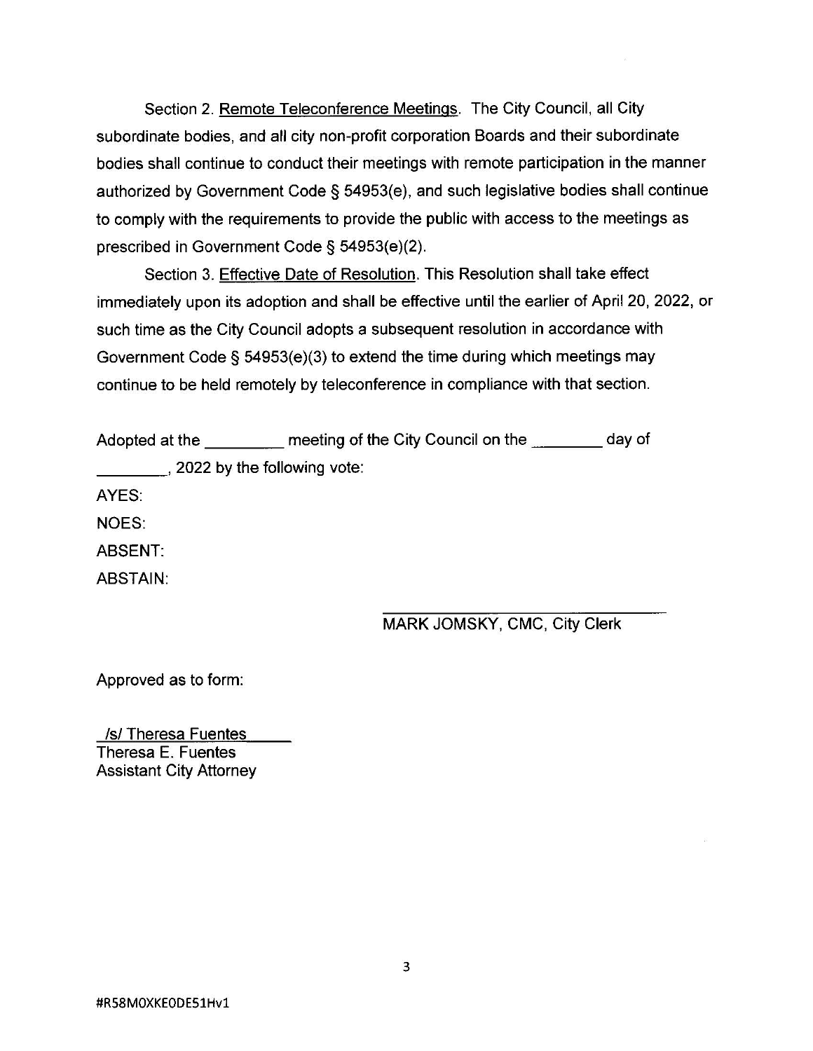Section 2. Remote Teleconference Meetings. The City Council, all City subordinate bodies, and all city non-profit corporation Boards and their subordinate bodies shall continue to conduct their meetings with remote participation in the manner authorized by Government Code § 54953(e), and such legislative bodies shall continue to comply with the requirements to provide the public with access to the meetings as prescribed in Government Code § 54953(e)(2).

Section 3. Effective Date of Resolution. This Resolution shall take effect immediately upon its adoption and shall be effective until the earlier of April 20, 2022, or such time as the City Council adopts a subsequent resolution in accordance with Government Code § 54953(e)(3) to extend the time during which meetings may continue to be held remotely by teleconference in compliance with that section.

Adopted at the _________ meeting of the City Council on the ________ day of ________, 2022 by the following vote:

AYES:

NOES:

ABSENT:

ABSTAIN:

_______________________________
MARK JOMSKY, CMC, City Clerk

Approved as to form:

/s/ Theresa Fuentes
Theresa E. Fuentes
Assistant City Attorney

#R58M0XKE0DE51Hv1